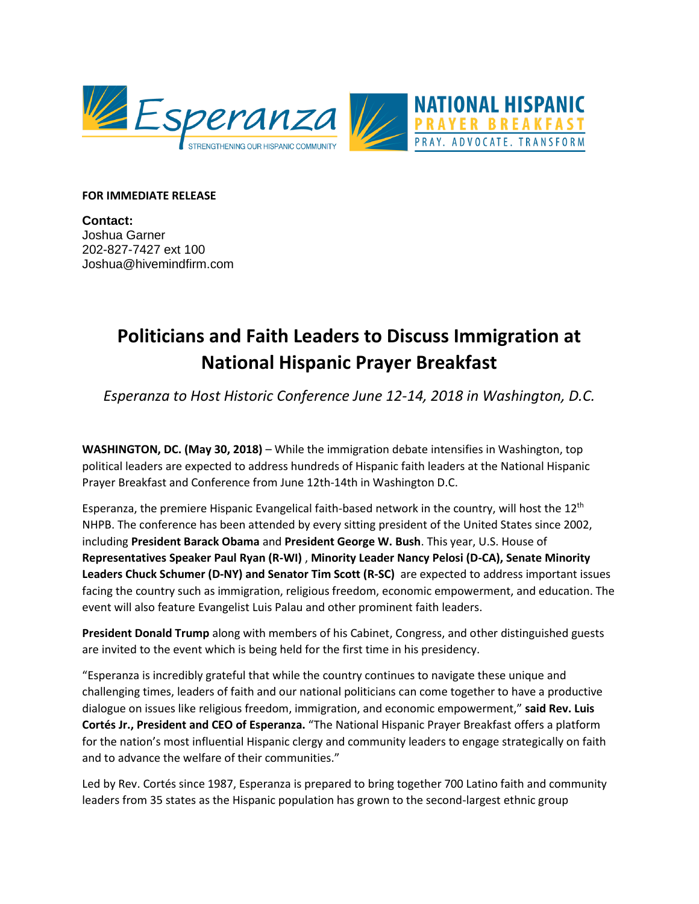**FOR IMMEDIATE RELEASE**

**Contact:**
Joshua Garner
202-827-7427 ext 100
Joshua@hivemindfirm.com

# Politicians and Faith Leaders to Discuss Immigration at National Hispanic Prayer Breakfast

*Esperanza to Host Historic Conference June 12-14, 2018 in Washington, D.C.*

**WASHINGTON, DC. (May 30, 2018)** – While the immigration debate intensifies in Washington, top political leaders are expected to address hundreds of Hispanic faith leaders at the National Hispanic Prayer Breakfast and Conference from June 12th-14th in Washington D.C.

Esperanza, the premiere Hispanic Evangelical faith-based network in the country, will host the 12th NHPB. The conference has been attended by every sitting president of the United States since 2002, including **President Barack Obama** and **President George W. Bush**. This year, U.S. House of **Representatives Speaker Paul Ryan (R-WI)** , **Minority Leader Nancy Pelosi (D-CA), Senate Minority Leaders Chuck Schumer (D-NY) and Senator Tim Scott (R-SC)** are expected to address important issues facing the country such as immigration, religious freedom, economic empowerment, and education. The event will also feature Evangelist Luis Palau and other prominent faith leaders.

**President Donald Trump** along with members of his Cabinet, Congress, and other distinguished guests are invited to the event which is being held for the first time in his presidency.

"Esperanza is incredibly grateful that while the country continues to navigate these unique and challenging times, leaders of faith and our national politicians can come together to have a productive dialogue on issues like religious freedom, immigration, and economic empowerment," **said Rev. Luis Cortés Jr., President and CEO of Esperanza.** "The National Hispanic Prayer Breakfast offers a platform for the nation's most influential Hispanic clergy and community leaders to engage strategically on faith and to advance the welfare of their communities."

Led by Rev. Cortés since 1987, Esperanza is prepared to bring together 700 Latino faith and community leaders from 35 states as the Hispanic population has grown to the second-largest ethnic group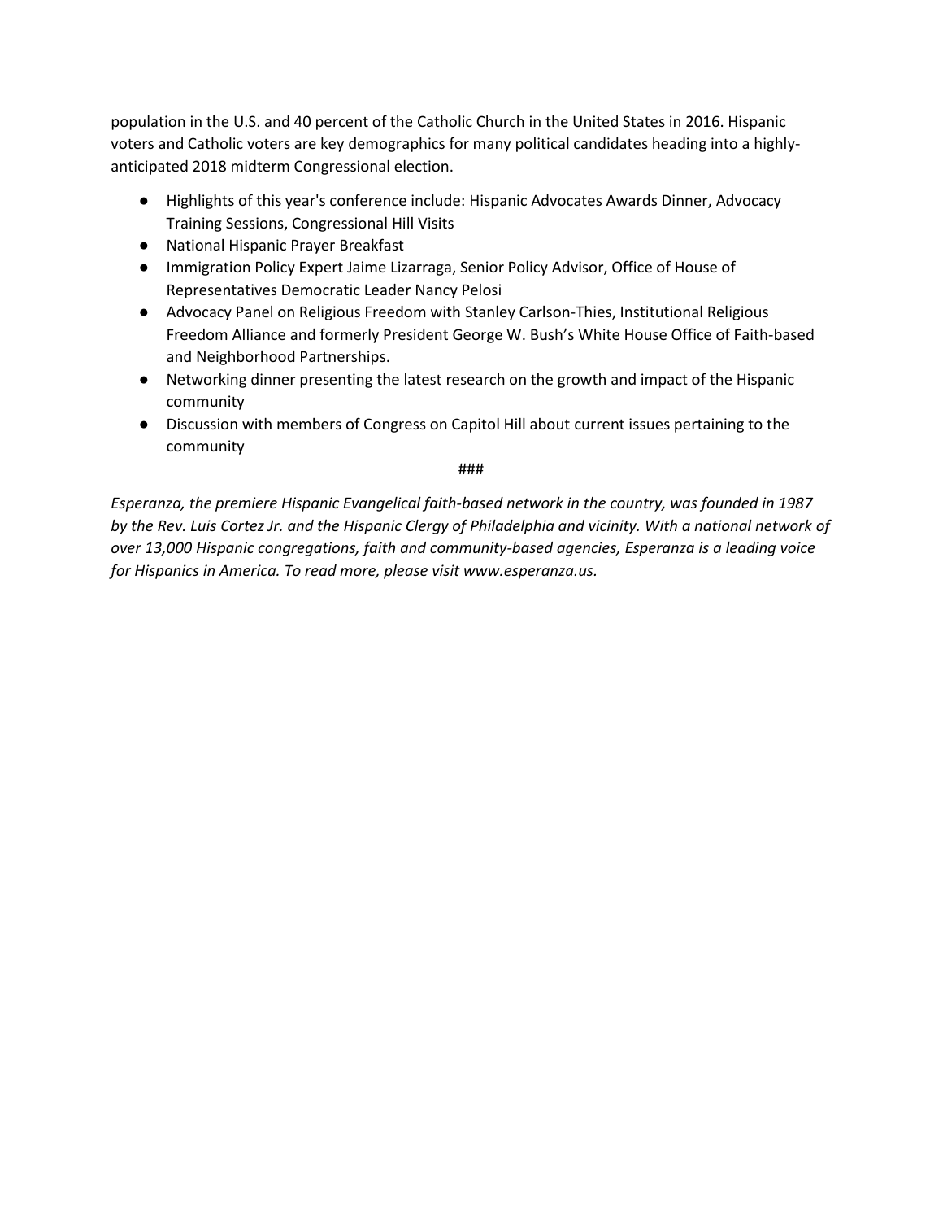population in the U.S. and 40 percent of the Catholic Church in the United States in 2016. Hispanic voters and Catholic voters are key demographics for many political candidates heading into a highly-anticipated 2018 midterm Congressional election.

- Highlights of this year's conference include: Hispanic Advocates Awards Dinner, Advocacy Training Sessions, Congressional Hill Visits
- National Hispanic Prayer Breakfast
- Immigration Policy Expert Jaime Lizarraga, Senior Policy Advisor, Office of House of Representatives Democratic Leader Nancy Pelosi
- Advocacy Panel on Religious Freedom with Stanley Carlson-Thies, Institutional Religious Freedom Alliance and formerly President George W. Bush's White House Office of Faith-based and Neighborhood Partnerships.
- Networking dinner presenting the latest research on the growth and impact of the Hispanic community
- Discussion with members of Congress on Capitol Hill about current issues pertaining to the community

###

*Esperanza, the premiere Hispanic Evangelical faith-based network in the country, was founded in 1987 by the Rev. Luis Cortez Jr. and the Hispanic Clergy of Philadelphia and vicinity. With a national network of over 13,000 Hispanic congregations, faith and community-based agencies, Esperanza is a leading voice for Hispanics in America. To read more, please visit www.esperanza.us.*